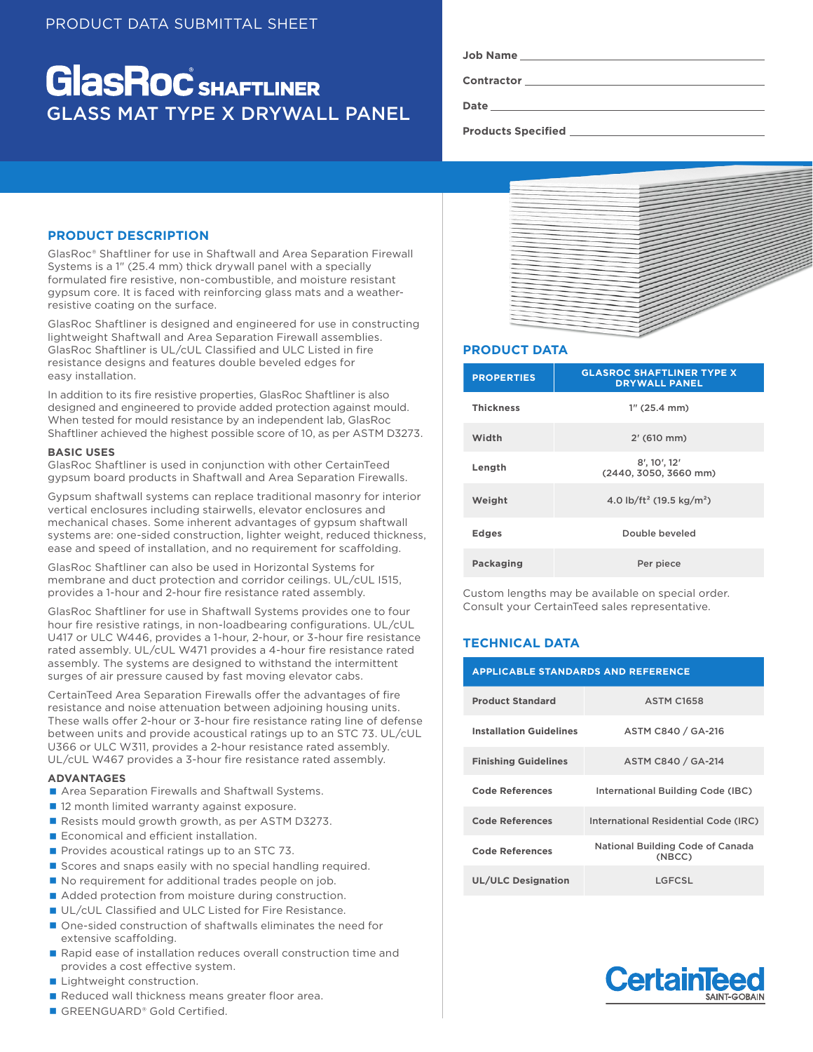PRODUCT DATA SUBMITTAL SHEET

# GlasRoc® SHAFTLINER
## GLASS MAT TYPE X DRYWALL PANEL

Job Name ______________________

Contractor ______________________

Date ______________________

Products Specified ______________________

## PRODUCT DESCRIPTION

GlasRoc® Shaftliner for use in Shaftwall and Area Separation Firewall Systems is a 1" (25.4 mm) thick drywall panel with a specially formulated fire resistive, non-combustible, and moisture resistant gypsum core. It is faced with reinforcing glass mats and a weather-resistive coating on the surface.

GlasRoc Shaftliner is designed and engineered for use in constructing lightweight Shaftwall and Area Separation Firewall assemblies. GlasRoc Shaftliner is UL/cUL Classified and ULC Listed in fire resistance designs and features double beveled edges for easy installation.

In addition to its fire resistive properties, GlasRoc Shaftliner is also designed and engineered to provide added protection against mould. When tested for mould resistance by an independent lab, GlasRoc Shaftliner achieved the highest possible score of 10, as per ASTM D3273.

### BASIC USES

GlasRoc Shaftliner is used in conjunction with other CertainTeed gypsum board products in Shaftwall and Area Separation Firewalls.

Gypsum shaftwall systems can replace traditional masonry for interior vertical enclosures including stairwells, elevator enclosures and mechanical chases. Some inherent advantages of gypsum shaftwall systems are: one-sided construction, lighter weight, reduced thickness, ease and speed of installation, and no requirement for scaffolding.

GlasRoc Shaftliner can also be used in Horizontal Systems for membrane and duct protection and corridor ceilings. UL/cUL I515, provides a 1-hour and 2-hour fire resistance rated assembly.

GlasRoc Shaftliner for use in Shaftwall Systems provides one to four hour fire resistive ratings, in non-loadbearing configurations. UL/cUL U417 or ULC W446, provides a 1-hour, 2-hour, or 3-hour fire resistance rated assembly. UL/cUL W471 provides a 4-hour fire resistance rated assembly. The systems are designed to withstand the intermittent surges of air pressure caused by fast moving elevator cabs.

CertainTeed Area Separation Firewalls offer the advantages of fire resistance and noise attenuation between adjoining housing units. These walls offer 2-hour or 3-hour fire resistance rating line of defense between units and provide acoustical ratings up to an STC 73. UL/cUL U366 or ULC W311, provides a 2-hour resistance rated assembly. UL/cUL W467 provides a 3-hour fire resistance rated assembly.

### ADVANTAGES

- Area Separation Firewalls and Shaftwall Systems.
- 12 month limited warranty against exposure.
- Resists mould growth, as per ASTM D3273.
- Economical and efficient installation.
- Provides acoustical ratings up to an STC 73.
- Scores and snaps easily with no special handling required.
- No requirement for additional trades people on job.
- Added protection from moisture during construction.
- UL/cUL Classified and ULC Listed for Fire Resistance.
- One-sided construction of shaftwalls eliminates the need for extensive scaffolding.
- Rapid ease of installation reduces overall construction time and provides a cost effective system.
- Lightweight construction.
- Reduced wall thickness means greater floor area.
- GREENGUARD® Gold Certified.

## PRODUCT DATA

| PROPERTIES | GLASROC SHAFTLINER TYPE X DRYWALL PANEL |
|---|---|
| Thickness | 1" (25.4 mm) |
| Width | 2' (610 mm) |
| Length | 8', 10', 12' (2440, 3050, 3660 mm) |
| Weight | 4.0 lb/ft² (19.5 kg/m²) |
| Edges | Double beveled |
| Packaging | Per piece |

Custom lengths may be available on special order. Consult your CertainTeed sales representative.

## TECHNICAL DATA

| APPLICABLE STANDARDS AND REFERENCE | |
|---|---|
| Product Standard | ASTM C1658 |
| Installation Guidelines | ASTM C840 / GA-216 |
| Finishing Guidelines | ASTM C840 / GA-214 |
| Code References | International Building Code (IBC) |
| Code References | International Residential Code (IRC) |
| Code References | National Building Code of Canada (NBCC) |
| UL/ULC Designation | LGFCSL |

CertainTeed SAINT-GOBAIN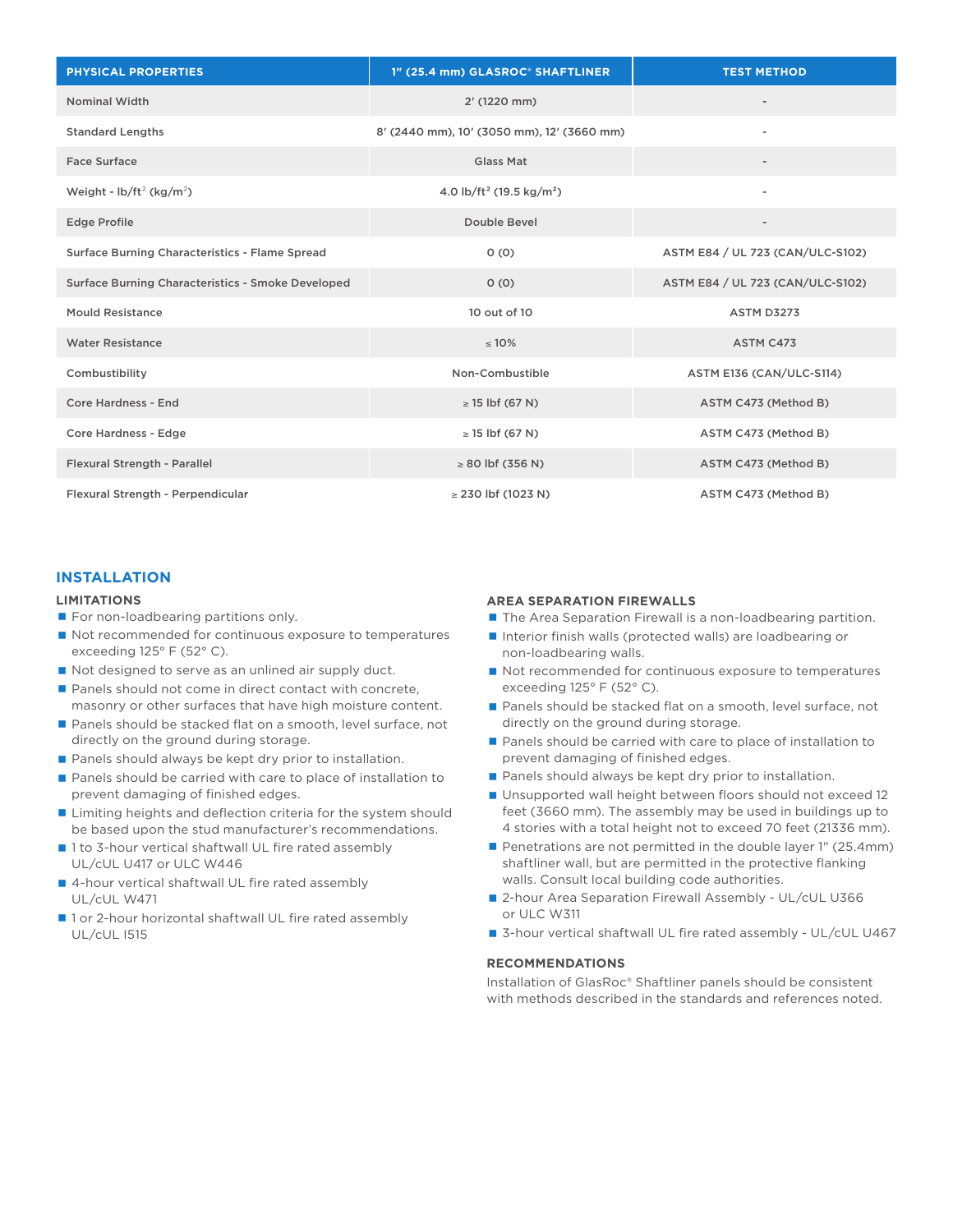| PHYSICAL PROPERTIES | 1" (25.4 mm) GLASROC® SHAFTLINER | TEST METHOD |
| --- | --- | --- |
| Nominal Width | 2' (1220 mm) | - |
| Standard Lengths | 8' (2440 mm), 10' (3050 mm), 12' (3660 mm) | - |
| Face Surface | Glass Mat | - |
| Weight - lb/ft² (kg/m²) | 4.0 lb/ft² (19.5 kg/m²) | - |
| Edge Profile | Double Bevel | - |
| Surface Burning Characteristics - Flame Spread | 0 (0) | ASTM E84 / UL 723 (CAN/ULC-S102) |
| Surface Burning Characteristics - Smoke Developed | 0 (0) | ASTM E84 / UL 723 (CAN/ULC-S102) |
| Mould Resistance | 10 out of 10 | ASTM D3273 |
| Water Resistance | ≤ 10% | ASTM C473 |
| Combustibility | Non-Combustible | ASTM E136 (CAN/ULC-S114) |
| Core Hardness - End | ≥ 15 lbf (67 N) | ASTM C473 (Method B) |
| Core Hardness - Edge | ≥ 15 lbf (67 N) | ASTM C473 (Method B) |
| Flexural Strength - Parallel | ≥ 80 lbf (356 N) | ASTM C473 (Method B) |
| Flexural Strength - Perpendicular | ≥ 230 lbf (1023 N) | ASTM C473 (Method B) |

## INSTALLATION

### LIMITATIONS

- For non-loadbearing partitions only.
- Not recommended for continuous exposure to temperatures exceeding 125° F (52° C).
- Not designed to serve as an unlined air supply duct.
- Panels should not come in direct contact with concrete, masonry or other surfaces that have high moisture content.
- Panels should be stacked flat on a smooth, level surface, not directly on the ground during storage.
- Panels should always be kept dry prior to installation.
- Panels should be carried with care to place of installation to prevent damaging of finished edges.
- Limiting heights and deflection criteria for the system should be based upon the stud manufacturer's recommendations.
- 1 to 3-hour vertical shaftwall UL fire rated assembly UL/cUL U417 or ULC W446
- 4-hour vertical shaftwall UL fire rated assembly UL/cUL W471
- 1 or 2-hour horizontal shaftwall UL fire rated assembly UL/cUL I515

### AREA SEPARATION FIREWALLS

- The Area Separation Firewall is a non-loadbearing partition.
- Interior finish walls (protected walls) are loadbearing or non-loadbearing walls.
- Not recommended for continuous exposure to temperatures exceeding 125° F (52° C).
- Panels should be stacked flat on a smooth, level surface, not directly on the ground during storage.
- Panels should be carried with care to place of installation to prevent damaging of finished edges.
- Panels should always be kept dry prior to installation.
- Unsupported wall height between floors should not exceed 12 feet (3660 mm). The assembly may be used in buildings up to 4 stories with a total height not to exceed 70 feet (21336 mm).
- Penetrations are not permitted in the double layer 1" (25.4mm) shaftliner wall, but are permitted in the protective flanking walls. Consult local building code authorities.
- 2-hour Area Separation Firewall Assembly - UL/cUL U366 or ULC W311
- 3-hour vertical shaftwall UL fire rated assembly - UL/cUL U467

### RECOMMENDATIONS

Installation of GlasRoc® Shaftliner panels should be consistent with methods described in the standards and references noted.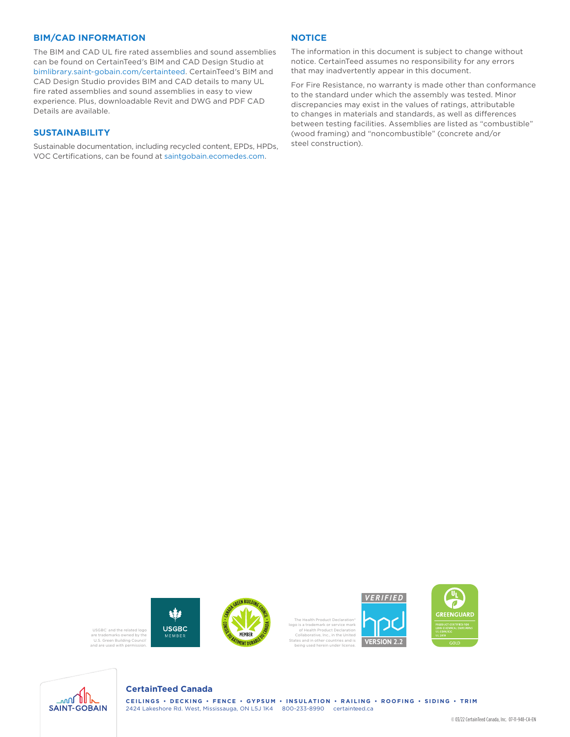## BIM/CAD INFORMATION

The BIM and CAD UL fire rated assemblies and sound assemblies can be found on CertainTeed's BIM and CAD Design Studio at bimlibrary.saint-gobain.com/certainteed. CertainTeed's BIM and CAD Design Studio provides BIM and CAD details to many UL fire rated assemblies and sound assemblies in easy to view experience. Plus, downloadable Revit and DWG and PDF CAD Details are available.

## SUSTAINABILITY

Sustainable documentation, including recycled content, EPDs, HPDs, VOC Certifications, can be found at saintgobain.ecomedes.com.

## NOTICE

The information in this document is subject to change without notice. CertainTeed assumes no responsibility for any errors that may inadvertently appear in this document.

For Fire Resistance, no warranty is made other than conformance to the standard under which the assembly was tested. Minor discrepancies may exist in the values of ratings, attributable to changes in materials and standards, as well as differences between testing facilities. Assemblies are listed as "combustible" (wood framing) and "noncombustible" (concrete and/or steel construction).

USGBC and the related logo are trademarks owned by the U.S. Green Building Council and are used with permission.

USGBC MEMBER

CANADA GREEN BUILDING COUNCIL • CONSEIL DU BÂTIMENT DURABLE DU CANADA • MEMBER

The Health Product Declaration® logo is a trademark or service mark of Health Product Declaration Collaborative, Inc., in the United States and in other countries and is being used herein under license.

VERIFIED hpd VERSION 2.2

UL GREENGUARD PRODUCT CERTIFIED FOR LOW CHEMICAL EMISSIONS UL.COM/GG UL 2818 GOLD

SAINT-GOBAIN

**CertainTeed Canada**

CEILINGS • DECKING • FENCE • GYPSUM • INSULATION • RAILING • ROOFING • SIDING • TRIM

2424 Lakeshore Rd. West, Mississauga, ON L5J 1K4 800-233-8990 certainteed.ca

© 03/22 CertainTeed Canada, Inc. 07-11-948-CA-EN